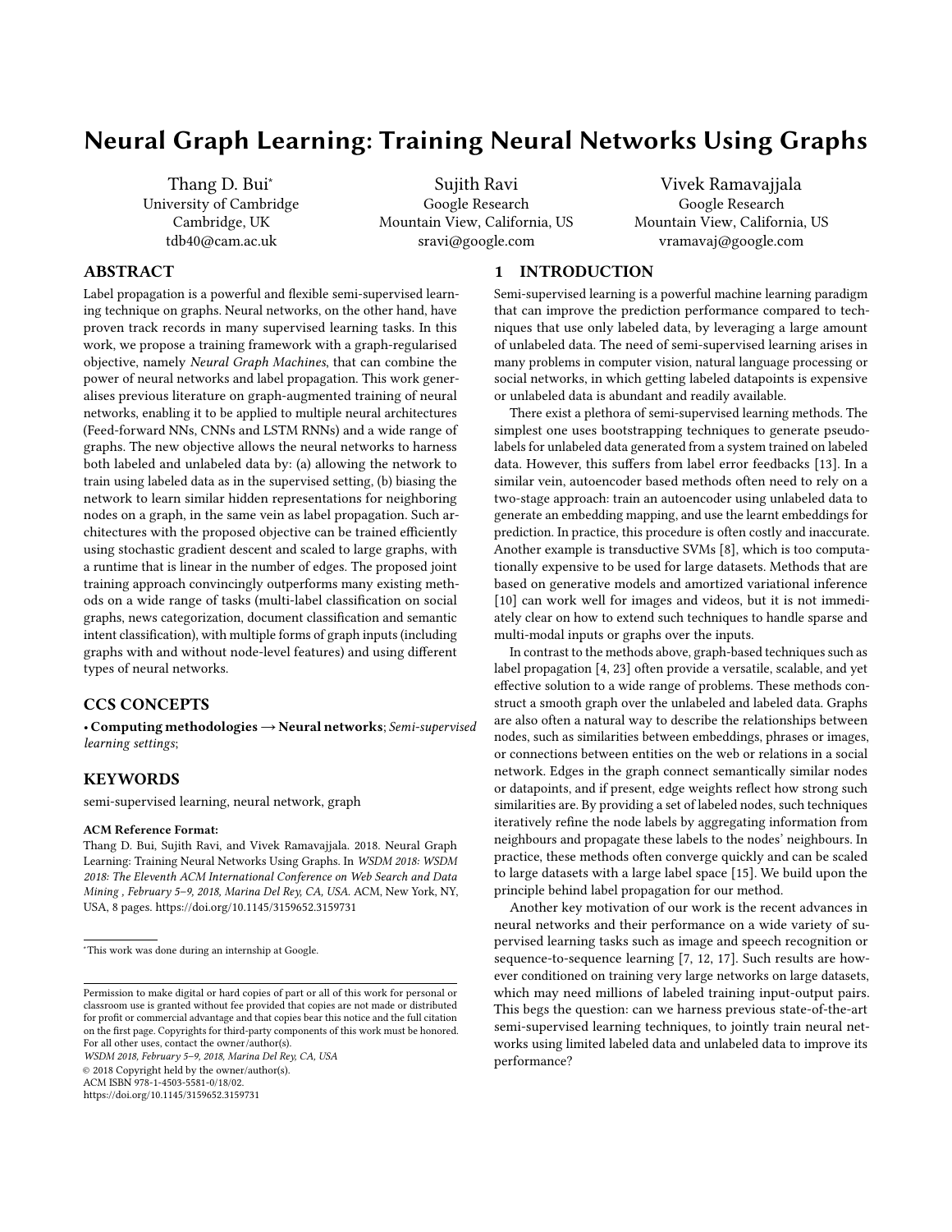# Neural Graph Learning: Training Neural Networks Using Graphs

Thang D. Bui[*]
University of Cambridge
Cambridge, UK
tdb40@cam.ac.uk

Sujith Ravi
Google Research
Mountain View, California, US
sravi@google.com

Vivek Ramavajjala
Google Research
Mountain View, California, US
vramavaj@google.com

## ABSTRACT

Label propagation is a powerful and flexible semi-supervised learning technique on graphs. Neural networks, on the other hand, have proven track records in many supervised learning tasks. In this work, we propose a training framework with a graph-regularised objective, namely *Neural Graph Machines*, that can combine the power of neural networks and label propagation. This work generalises previous literature on graph-augmented training of neural networks, enabling it to be applied to multiple neural architectures (Feed-forward NNs, CNNs and LSTM RNNs) and a wide range of graphs. The new objective allows the neural networks to harness both labeled and unlabeled data by: (a) allowing the network to train using labeled data as in the supervised setting, (b) biasing the network to learn similar hidden representations for neighboring nodes on a graph, in the same vein as label propagation. Such architectures with the proposed objective can be trained efficiently using stochastic gradient descent and scaled to large graphs, with a runtime that is linear in the number of edges. The proposed joint training approach convincingly outperforms many existing methods on a wide range of tasks (multi-label classification on social graphs, news categorization, document classification and semantic intent classification), with multiple forms of graph inputs (including graphs with and without node-level features) and using different types of neural networks.

## CCS CONCEPTS

• **Computing methodologies → Neural networks**; *Semi-supervised learning settings*;

## KEYWORDS

semi-supervised learning, neural network, graph

**ACM Reference Format:**
Thang D. Bui, Sujith Ravi, and Vivek Ramavajjala. 2018. Neural Graph Learning: Training Neural Networks Using Graphs. In *WSDM 2018: WSDM 2018: The Eleventh ACM International Conference on Web Search and Data Mining , February 5–9, 2018, Marina Del Rey, CA, USA.* ACM, New York, NY, USA, 8 pages. https://doi.org/10.1145/3159652.3159731

[*]This work was done during an internship at Google.

Permission to make digital or hard copies of part or all of this work for personal or classroom use is granted without fee provided that copies are not made or distributed for profit or commercial advantage and that copies bear this notice and the full citation on the first page. Copyrights for third-party components of this work must be honored. For all other uses, contact the owner/author(s).
*WSDM 2018, February 5–9, 2018, Marina Del Rey, CA, USA*
© 2018 Copyright held by the owner/author(s).
ACM ISBN 978-1-4503-5581-0/18/02.
https://doi.org/10.1145/3159652.3159731

## 1 INTRODUCTION

Semi-supervised learning is a powerful machine learning paradigm that can improve the prediction performance compared to techniques that use only labeled data, by leveraging a large amount of unlabeled data. The need of semi-supervised learning arises in many problems in computer vision, natural language processing or social networks, in which getting labeled datapoints is expensive or unlabeled data is abundant and readily available.

There exist a plethora of semi-supervised learning methods. The simplest one uses bootstrapping techniques to generate pseudo-labels for unlabeled data generated from a system trained on labeled data. However, this suffers from label error feedbacks [13]. In a similar vein, autoencoder based methods often need to rely on a two-stage approach: train an autoencoder using unlabeled data to generate an embedding mapping, and use the learnt embeddings for prediction. In practice, this procedure is often costly and inaccurate. Another example is transductive SVMs [8], which is too computationally expensive to be used for large datasets. Methods that are based on generative models and amortized variational inference [10] can work well for images and videos, but it is not immediately clear on how to extend such techniques to handle sparse and multi-modal inputs or graphs over the inputs.

In contrast to the methods above, graph-based techniques such as label propagation [4, 23] often provide a versatile, scalable, and yet effective solution to a wide range of problems. These methods construct a smooth graph over the unlabeled and labeled data. Graphs are also often a natural way to describe the relationships between nodes, such as similarities between embeddings, phrases or images, or connections between entities on the web or relations in a social network. Edges in the graph connect semantically similar nodes or datapoints, and if present, edge weights reflect how strong such similarities are. By providing a set of labeled nodes, such techniques iteratively refine the node labels by aggregating information from neighbours and propagate these labels to the nodes' neighbours. In practice, these methods often converge quickly and can be scaled to large datasets with a large label space [15]. We build upon the principle behind label propagation for our method.

Another key motivation of our work is the recent advances in neural networks and their performance on a wide variety of supervised learning tasks such as image and speech recognition or sequence-to-sequence learning [7, 12, 17]. Such results are however conditioned on training very large networks on large datasets, which may need millions of labeled training input-output pairs. This begs the question: can we harness previous state-of-the-art semi-supervised learning techniques, to jointly train neural networks using limited labeled data and unlabeled data to improve its performance?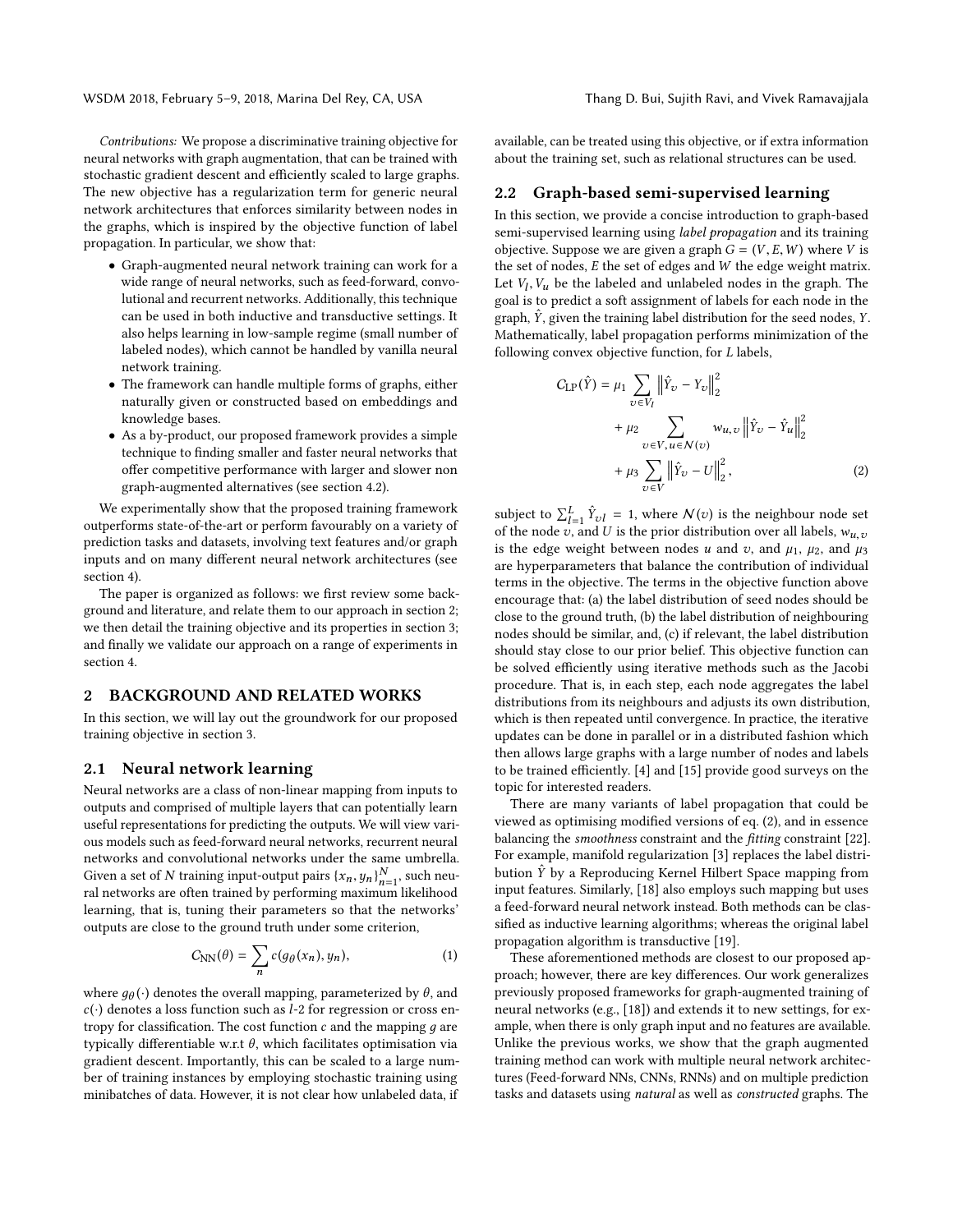*Contributions:* We propose a discriminative training objective for neural networks with graph augmentation, that can be trained with stochastic gradient descent and efficiently scaled to large graphs. The new objective has a regularization term for generic neural network architectures that enforces similarity between nodes in the graphs, which is inspired by the objective function of label propagation. In particular, we show that:

- Graph-augmented neural network training can work for a wide range of neural networks, such as feed-forward, convolutional and recurrent networks. Additionally, this technique can be used in both inductive and transductive settings. It also helps learning in low-sample regime (small number of labeled nodes), which cannot be handled by vanilla neural network training.
- The framework can handle multiple forms of graphs, either naturally given or constructed based on embeddings and knowledge bases.
- As a by-product, our proposed framework provides a simple technique to finding smaller and faster neural networks that offer competitive performance with larger and slower non graph-augmented alternatives (see section 4.2).

We experimentally show that the proposed training framework outperforms state-of-the-art or perform favourably on a variety of prediction tasks and datasets, involving text features and/or graph inputs and on many different neural network architectures (see section 4).

The paper is organized as follows: we first review some background and literature, and relate them to our approach in section 2; we then detail the training objective and its properties in section 3; and finally we validate our approach on a range of experiments in section 4.

## 2 BACKGROUND AND RELATED WORKS

In this section, we will lay out the groundwork for our proposed training objective in section 3.

### 2.1 Neural network learning

Neural networks are a class of non-linear mapping from inputs to outputs and comprised of multiple layers that can potentially learn useful representations for predicting the outputs. We will view various models such as feed-forward neural networks, recurrent neural networks and convolutional networks under the same umbrella. Given a set of $N$ training input-output pairs $\{x_n, y_n\}_{n=1}^N$, such neural networks are often trained by performing maximum likelihood learning, that is, tuning their parameters so that the networks' outputs are close to the ground truth under some criterion,

$$\mathcal{C}_{\text{NN}}(\theta) = \sum_n c(g_\theta(x_n), y_n), \tag{1}$$

where $g_\theta(\cdot)$ denotes the overall mapping, parameterized by $\theta$, and $c(\cdot)$ denotes a loss function such as $l$-2 for regression or cross entropy for classification. The cost function $c$ and the mapping $g$ are typically differentiable w.r.t $\theta$, which facilitates optimisation via gradient descent. Importantly, this can be scaled to a large number of training instances by employing stochastic training using minibatches of data. However, it is not clear how unlabeled data, if available, can be treated using this objective, or if extra information about the training set, such as relational structures can be used.

### 2.2 Graph-based semi-supervised learning

In this section, we provide a concise introduction to graph-based semi-supervised learning using *label propagation* and its training objective. Suppose we are given a graph $G = (V, E, W)$ where $V$ is the set of nodes, $E$ the set of edges and $W$ the edge weight matrix. Let $V_l, V_u$ be the labeled and unlabeled nodes in the graph. The goal is to predict a soft assignment of labels for each node in the graph, $\hat{Y}$, given the training label distribution for the seed nodes, $Y$. Mathematically, label propagation performs minimization of the following convex objective function, for $L$ labels,

$$\begin{aligned}\mathcal{C}_{\text{LP}}(\hat{Y}) = \mu_1 &\sum_{v \in V_l} \left\|\hat{Y}_v - Y_v\right\|_2^2 \\ &+ \mu_2 \sum_{v \in V, u \in \mathcal{N}(v)} w_{u,v} \left\|\hat{Y}_v - \hat{Y}_u\right\|_2^2 \\ &+ \mu_3 \sum_{v \in V} \left\|\hat{Y}_v - U\right\|_2^2,\end{aligned} \tag{2}$$

subject to $\sum_{l=1}^{L} \hat{Y}_{vl} = 1$, where $\mathcal{N}(v)$ is the neighbour node set of the node $v$, and $U$ is the prior distribution over all labels, $w_{u,v}$ is the edge weight between nodes $u$ and $v$, and $\mu_1$, $\mu_2$, and $\mu_3$ are hyperparameters that balance the contribution of individual terms in the objective. The terms in the objective function above encourage that: (a) the label distribution of seed nodes should be close to the ground truth, (b) the label distribution of neighbouring nodes should be similar, and, (c) if relevant, the label distribution should stay close to our prior belief. This objective function can be solved efficiently using iterative methods such as the Jacobi procedure. That is, in each step, each node aggregates the label distributions from its neighbours and adjusts its own distribution, which is then repeated until convergence. In practice, the iterative updates can be done in parallel or in a distributed fashion which then allows large graphs with a large number of nodes and labels to be trained efficiently. [4] and [15] provide good surveys on the topic for interested readers.

There are many variants of label propagation that could be viewed as optimising modified versions of eq. (2), and in essence balancing the *smoothness* constraint and the *fitting* constraint [22]. For example, manifold regularization [3] replaces the label distribution $\hat{Y}$ by a Reproducing Kernel Hilbert Space mapping from input features. Similarly, [18] also employs such mapping but uses a feed-forward neural network instead. Both methods can be classified as inductive learning algorithms; whereas the original label propagation algorithm is transductive [19].

These aforementioned methods are closest to our proposed approach; however, there are key differences. Our work generalizes previously proposed frameworks for graph-augmented training of neural networks (e.g., [18]) and extends it to new settings, for example, when there is only graph input and no features are available. Unlike the previous works, we show that the graph augmented training method can work with multiple neural network architectures (Feed-forward NNs, CNNs, RNNs) and on multiple prediction tasks and datasets using *natural* as well as *constructed* graphs. The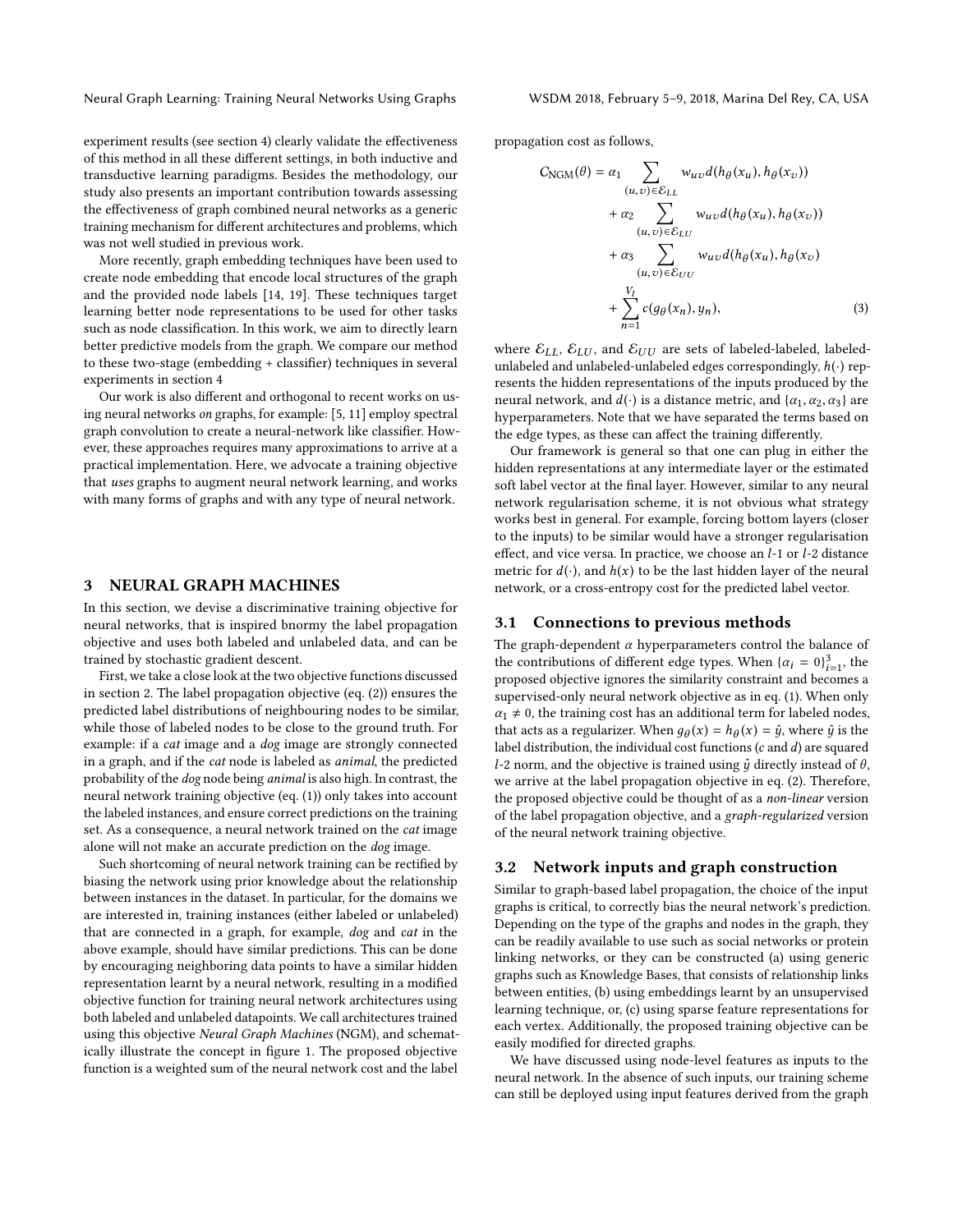experiment results (see section 4) clearly validate the effectiveness of this method in all these different settings, in both inductive and transductive learning paradigms. Besides the methodology, our study also presents an important contribution towards assessing the effectiveness of graph combined neural networks as a generic training mechanism for different architectures and problems, which was not well studied in previous work.

More recently, graph embedding techniques have been used to create node embedding that encode local structures of the graph and the provided node labels [14, 19]. These techniques target learning better node representations to be used for other tasks such as node classification. In this work, we aim to directly learn better predictive models from the graph. We compare our method to these two-stage (embedding + classifier) techniques in several experiments in section 4

Our work is also different and orthogonal to recent works on using neural networks *on* graphs, for example: [5, 11] employ spectral graph convolution to create a neural-network like classifier. However, these approaches requires many approximations to arrive at a practical implementation. Here, we advocate a training objective that *uses* graphs to augment neural network learning, and works with many forms of graphs and with any type of neural network.

## 3 NEURAL GRAPH MACHINES

In this section, we devise a discriminative training objective for neural networks, that is inspired bnormy the label propagation objective and uses both labeled and unlabeled data, and can be trained by stochastic gradient descent.

First, we take a close look at the two objective functions discussed in section 2. The label propagation objective (eq. (2)) ensures the predicted label distributions of neighbouring nodes to be similar, while those of labeled nodes to be close to the ground truth. For example: if a *cat* image and a *dog* image are strongly connected in a graph, and if the *cat* node is labeled as *animal*, the predicted probability of the *dog* node being *animal* is also high. In contrast, the neural network training objective (eq. (1)) only takes into account the labeled instances, and ensure correct predictions on the training set. As a consequence, a neural network trained on the *cat* image alone will not make an accurate prediction on the *dog* image.

Such shortcoming of neural network training can be rectified by biasing the network using prior knowledge about the relationship between instances in the dataset. In particular, for the domains we are interested in, training instances (either labeled or unlabeled) that are connected in a graph, for example, *dog* and *cat* in the above example, should have similar predictions. This can be done by encouraging neighboring data points to have a similar hidden representation learnt by a neural network, resulting in a modified objective function for training neural network architectures using both labeled and unlabeled datapoints. We call architectures trained using this objective *Neural Graph Machines* (NGM), and schematically illustrate the concept in figure 1. The proposed objective function is a weighted sum of the neural network cost and the label propagation cost as follows,

$$
\begin{aligned}
\mathcal{C}_{\mathrm{NGM}}(\theta) = \alpha_1 & \sum_{(u,v)\in\mathcal{E}_{LL}} w_{uv} d(h_\theta(x_u), h_\theta(x_v)) \\
& + \alpha_2 \sum_{(u,v)\in\mathcal{E}_{LU}} w_{uv} d(h_\theta(x_u), h_\theta(x_v)) \\
& + \alpha_3 \sum_{(u,v)\in\mathcal{E}_{UU}} w_{uv} d(h_\theta(x_u), h_\theta(x_v)) \\
& + \sum_{n=1}^{V_l} c(g_\theta(x_n), y_n),
\end{aligned}
\tag{3}
$$

where $\mathcal{E}_{LL}$, $\mathcal{E}_{LU}$, and $\mathcal{E}_{UU}$ are sets of labeled-labeled, labeled-unlabeled and unlabeled-unlabeled edges correspondingly, $h(\cdot)$ represents the hidden representations of the inputs produced by the neural network, and $d(\cdot)$ is a distance metric, and $\{\alpha_1, \alpha_2, \alpha_3\}$ are hyperparameters. Note that we have separated the terms based on the edge types, as these can affect the training differently.

Our framework is general so that one can plug in either the hidden representations at any intermediate layer or the estimated soft label vector at the final layer. However, similar to any neural network regularisation scheme, it is not obvious what strategy works best in general. For example, forcing bottom layers (closer to the inputs) to be similar would have a stronger regularisation effect, and vice versa. In practice, we choose an $l$-1 or $l$-2 distance metric for $d(\cdot)$, and $h(x)$ to be the last hidden layer of the neural network, or a cross-entropy cost for the predicted label vector.

### 3.1 Connections to previous methods

The graph-dependent $\alpha$ hyperparameters control the balance of the contributions of different edge types. When $\{\alpha_i = 0\}_{i=1}^{3}$, the proposed objective ignores the similarity constraint and becomes a supervised-only neural network objective as in eq. (1). When only $\alpha_1 \neq 0$, the training cost has an additional term for labeled nodes, that acts as a regularizer. When $g_\theta(x) = h_\theta(x) = \hat{y}$, where $\hat{y}$ is the label distribution, the individual cost functions ($c$ and $d$) are squared $l$-2 norm, and the objective is trained using $\hat{y}$ directly instead of $\theta$, we arrive at the label propagation objective in eq. (2). Therefore, the proposed objective could be thought of as a *non-linear* version of the label propagation objective, and a *graph-regularized* version of the neural network training objective.

### 3.2 Network inputs and graph construction

Similar to graph-based label propagation, the choice of the input graphs is critical, to correctly bias the neural network's prediction. Depending on the type of the graphs and nodes in the graph, they can be readily available to use such as social networks or protein linking networks, or they can be constructed (a) using generic graphs such as Knowledge Bases, that consists of relationship links between entities, (b) using embeddings learnt by an unsupervised learning technique, or, (c) using sparse feature representations for each vertex. Additionally, the proposed training objective can be easily modified for directed graphs.

We have discussed using node-level features as inputs to the neural network. In the absence of such inputs, our training scheme can still be deployed using input features derived from the graph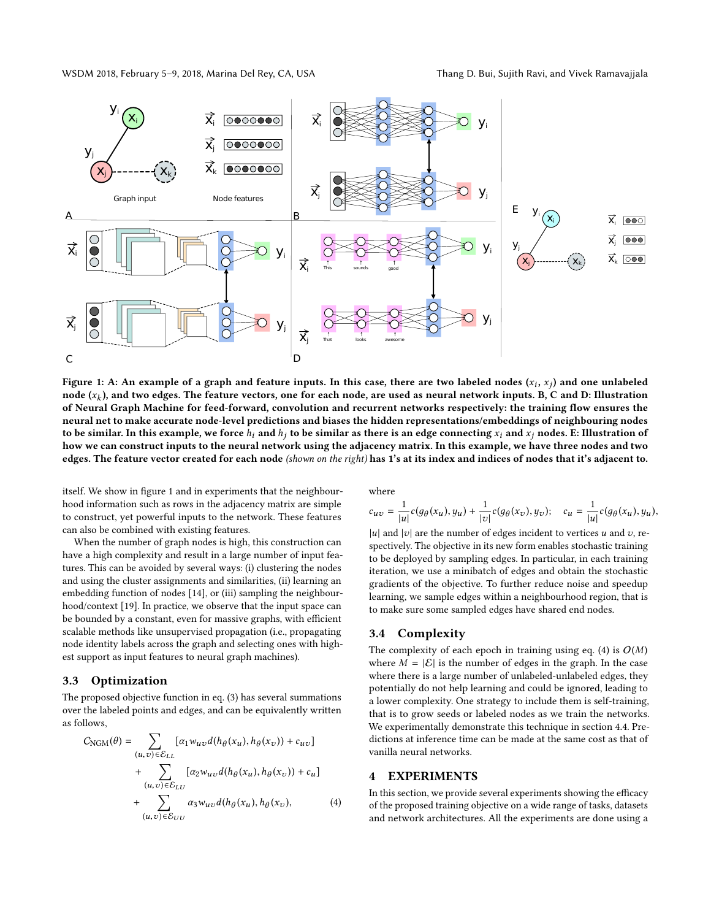Figure 1: A: An example of a graph and feature inputs. In this case, there are two labeled nodes ($x_i$, $x_j$) and one unlabeled node ($x_k$), and two edges. The feature vectors, one for each node, are used as neural network inputs. B, C and D: Illustration of Neural Graph Machine for feed-forward, convolution and recurrent networks respectively: the training flow ensures the neural net to make accurate node-level predictions and biases the hidden representations/embeddings of neighbouring nodes to be similar. In this example, we force $h_i$ and $h_j$ to be similar as there is an edge connecting $x_i$ and $x_j$ nodes. E: Illustration of how we can construct inputs to the neural network using the adjacency matrix. In this example, we have three nodes and two edges. The feature vector created for each node *(shown on the right)* has 1's at its index and indices of nodes that it's adjacent to.

itself. We show in figure 1 and in experiments that the neighbourhood information such as rows in the adjacency matrix are simple to construct, yet powerful inputs to the network. These features can also be combined with existing features.

When the number of graph nodes is high, this construction can have a high complexity and result in a large number of input features. This can be avoided by several ways: (i) clustering the nodes and using the cluster assignments and similarities, (ii) learning an embedding function of nodes [14], or (iii) sampling the neighbourhood/context [19]. In practice, we observe that the input space can be bounded by a constant, even for massive graphs, with efficient scalable methods like unsupervised propagation (i.e., propagating node identity labels across the graph and selecting ones with highest support as input features to neural graph machines).

### 3.3 Optimization

The proposed objective function in eq. (3) has several summations over the labeled points and edges, and can be equivalently written as follows,

$$
\begin{aligned}
C_{\text{NGM}}(\theta) = & \sum_{(u,v)\in\mathcal{E}_{LL}} \left[\alpha_1 w_{uv} d(h_\theta(x_u), h_\theta(x_v)) + c_{uv}\right] \\
& + \sum_{(u,v)\in\mathcal{E}_{LU}} \left[\alpha_2 w_{uv} d(h_\theta(x_u), h_\theta(x_v)) + c_u\right] \\
& + \sum_{(u,v)\in\mathcal{E}_{UU}} \alpha_3 w_{uv} d(h_\theta(x_u), h_\theta(x_v)), \qquad (4)
\end{aligned}
$$

where

$$
c_{uv} = \frac{1}{|u|} c(g_\theta(x_u), y_u) + \frac{1}{|v|} c(g_\theta(x_v), y_v); \quad c_u = \frac{1}{|u|} c(g_\theta(x_u), y_u),
$$

$|u|$ and $|v|$ are the number of edges incident to vertices $u$ and $v$, respectively. The objective in its new form enables stochastic training to be deployed by sampling edges. In particular, in each training iteration, we use a minibatch of edges and obtain the stochastic gradients of the objective. To further reduce noise and speedup learning, we sample edges within a neighbourhood region, that is to make sure some sampled edges have shared end nodes.

### 3.4 Complexity

The complexity of each epoch in training using eq. (4) is $O(M)$ where $M = |\mathcal{E}|$ is the number of edges in the graph. In the case where there is a large number of unlabeled-unlabeled edges, they potentially do not help learning and could be ignored, leading to a lower complexity. One strategy to include them is self-training, that is to grow seeds or labeled nodes as we train the networks. We experimentally demonstrate this technique in section 4.4. Predictions at inference time can be made at the same cost as that of vanilla neural networks.

## 4 EXPERIMENTS

In this section, we provide several experiments showing the efficacy of the proposed training objective on a wide range of tasks, datasets and network architectures. All the experiments are done using a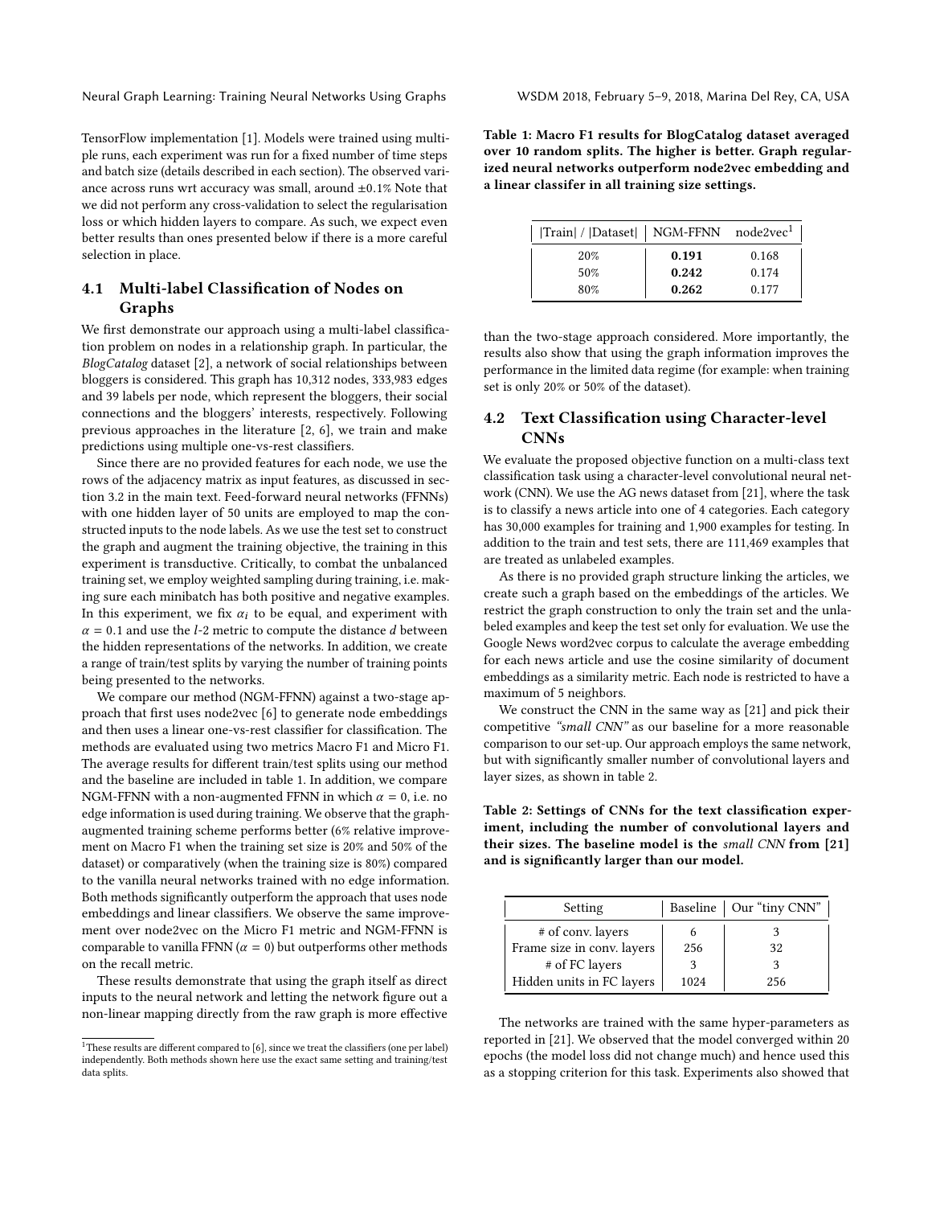TensorFlow implementation [1]. Models were trained using multiple runs, each experiment was run for a fixed number of time steps and batch size (details described in each section). The observed variance across runs wrt accuracy was small, around ±0.1% Note that we did not perform any cross-validation to select the regularisation loss or which hidden layers to compare. As such, we expect even better results than ones presented below if there is a more careful selection in place.

## 4.1 Multi-label Classification of Nodes on Graphs

We first demonstrate our approach using a multi-label classification problem on nodes in a relationship graph. In particular, the *BlogCatalog* dataset [2], a network of social relationships between bloggers is considered. This graph has 10,312 nodes, 333,983 edges and 39 labels per node, which represent the bloggers, their social connections and the bloggers' interests, respectively. Following previous approaches in the literature [2, 6], we train and make predictions using multiple one-vs-rest classifiers.

Since there are no provided features for each node, we use the rows of the adjacency matrix as input features, as discussed in section 3.2 in the main text. Feed-forward neural networks (FFNNs) with one hidden layer of 50 units are employed to map the constructed inputs to the node labels. As we use the test set to construct the graph and augment the training objective, the training in this experiment is transductive. Critically, to combat the unbalanced training set, we employ weighted sampling during training, i.e. making sure each minibatch has both positive and negative examples. In this experiment, we fix $\alpha_i$ to be equal, and experiment with $\alpha = 0.1$ and use the $l$-2 metric to compute the distance $d$ between the hidden representations of the networks. In addition, we create a range of train/test splits by varying the number of training points being presented to the networks.

We compare our method (NGM-FFNN) against a two-stage approach that first uses node2vec [6] to generate node embeddings and then uses a linear one-vs-rest classifier for classification. The methods are evaluated using two metrics Macro F1 and Micro F1. The average results for different train/test splits using our method and the baseline are included in table 1. In addition, we compare NGM-FFNN with a non-augmented FFNN in which $\alpha = 0$, i.e. no edge information is used during training. We observe that the graph-augmented training scheme performs better (6% relative improvement on Macro F1 when the training set size is 20% and 50% of the dataset) or comparatively (when the training size is 80%) compared to the vanilla neural networks trained with no edge information. Both methods significantly outperform the approach that uses node embeddings and linear classifiers. We observe the same improvement over node2vec on the Micro F1 metric and NGM-FFNN is comparable to vanilla FFNN ($\alpha = 0$) but outperforms other methods on the recall metric.

These results demonstrate that using the graph itself as direct inputs to the neural network and letting the network figure out a non-linear mapping directly from the raw graph is more effective than the two-stage approach considered. More importantly, the results also show that using the graph information improves the performance in the limited data regime (for example: when training set is only 20% or 50% of the dataset).

**Table 1: Macro F1 results for BlogCatalog dataset averaged over 10 random splits. The higher is better. Graph regularized neural networks outperform node2vec embedding and a linear classifer in all training size settings.**

| \|Train\| / \|Dataset\| | NGM-FFNN | node2vec[1] |
|---|---|---|
| 20% | **0.191** | 0.168 |
| 50% | **0.242** | 0.174 |
| 80% | **0.262** | 0.177 |

[1] These results are different compared to [6], since we treat the classifiers (one per label) independently. Both methods shown here use the exact same setting and training/test data splits.

## 4.2 Text Classification using Character-level CNNs

We evaluate the proposed objective function on a multi-class text classification task using a character-level convolutional neural network (CNN). We use the AG news dataset from [21], where the task is to classify a news article into one of 4 categories. Each category has 30,000 examples for training and 1,900 examples for testing. In addition to the train and test sets, there are 111,469 examples that are treated as unlabeled examples.

As there is no provided graph structure linking the articles, we create such a graph based on the embeddings of the articles. We restrict the graph construction to only the train set and the unlabeled examples and keep the test set only for evaluation. We use the Google News word2vec corpus to calculate the average embedding for each news article and use the cosine similarity of document embeddings as a similarity metric. Each node is restricted to have a maximum of 5 neighbors.

We construct the CNN in the same way as [21] and pick their competitive *"small CNN"* as our baseline for a more reasonable comparison to our set-up. Our approach employs the same network, but with significantly smaller number of convolutional layers and layer sizes, as shown in table 2.

**Table 2: Settings of CNNs for the text classification experiment, including the number of convolutional layers and their sizes. The baseline model is the *small CNN* from [21] and is significantly larger than our model.**

| Setting | Baseline | Our "tiny CNN" |
|---|---|---|
| # of conv. layers | 6 | 3 |
| Frame size in conv. layers | 256 | 32 |
| # of FC layers | 3 | 3 |
| Hidden units in FC layers | 1024 | 256 |

The networks are trained with the same hyper-parameters as reported in [21]. We observed that the model converged within 20 epochs (the model loss did not change much) and hence used this as a stopping criterion for this task. Experiments also showed that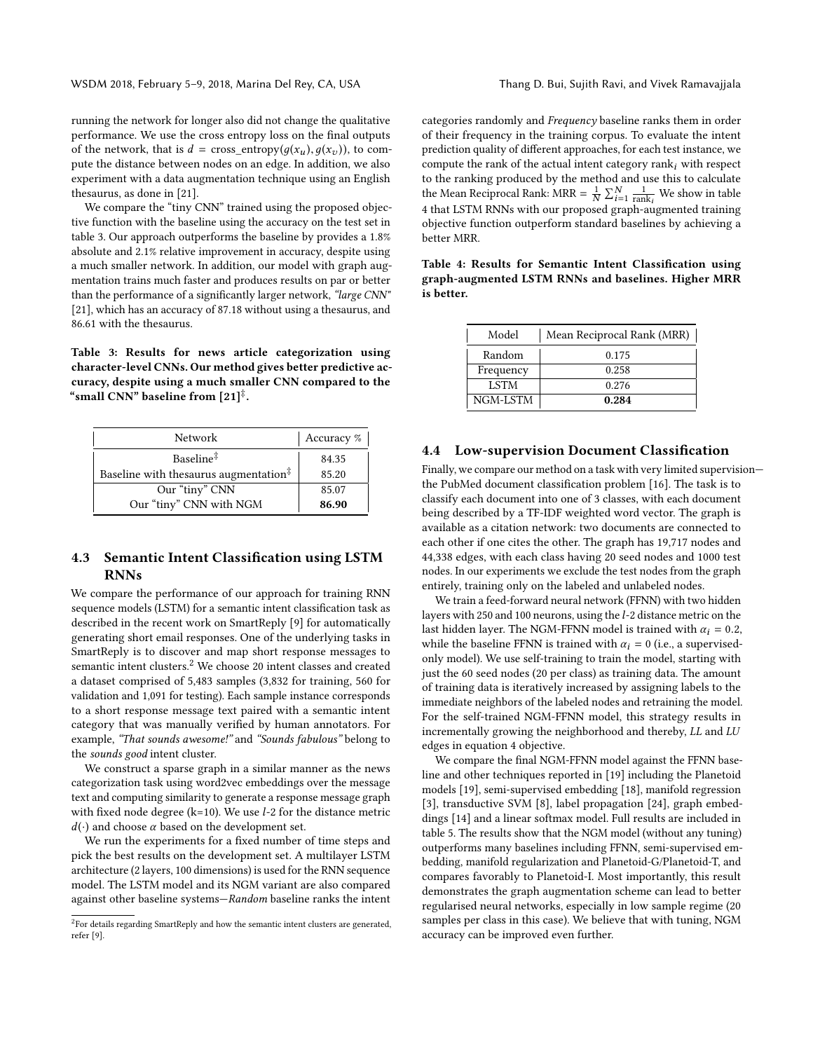running the network for longer also did not change the qualitative performance. We use the cross entropy loss on the final outputs of the network, that is $d = \text{cross\_entropy}(g(x_u), g(x_v))$, to compute the distance between nodes on an edge. In addition, we also experiment with a data augmentation technique using an English thesaurus, as done in [21].

We compare the "tiny CNN" trained using the proposed objective function with the baseline using the accuracy on the test set in table 3. Our approach outperforms the baseline by provides a 1.8% absolute and 2.1% relative improvement in accuracy, despite using a much smaller network. In addition, our model with graph augmentation trains much faster and produces results on par or better than the performance of a significantly larger network, *"large CNN"* [21], which has an accuracy of 87.18 without using a thesaurus, and 86.61 with the thesaurus.

**Table 3: Results for news article categorization using character-level CNNs. Our method gives better predictive accuracy, despite using a much smaller CNN compared to the "small CNN" baseline from [21]‡.**

| Network | Accuracy % |
|---|---|
| Baseline‡ | 84.35 |
| Baseline with thesaurus augmentation‡ | 85.20 |
| Our "tiny" CNN | 85.07 |
| Our "tiny" CNN with NGM | **86.90** |

## 4.3 Semantic Intent Classification using LSTM RNNs

We compare the performance of our approach for training RNN sequence models (LSTM) for a semantic intent classification task as described in the recent work on SmartReply [9] for automatically generating short email responses. One of the underlying tasks in SmartReply is to discover and map short response messages to semantic intent clusters.[2] We choose 20 intent classes and created a dataset comprised of 5,483 samples (3,832 for training, 560 for validation and 1,091 for testing). Each sample instance corresponds to a short response message text paired with a semantic intent category that was manually verified by human annotators. For example, *"That sounds awesome!"* and *"Sounds fabulous"* belong to the *sounds good* intent cluster.

We construct a sparse graph in a similar manner as the news categorization task using word2vec embeddings over the message text and computing similarity to generate a response message graph with fixed node degree (k=10). We use $l$-2 for the distance metric $d(\cdot)$ and choose $\alpha$ based on the development set.

We run the experiments for a fixed number of time steps and pick the best results on the development set. A multilayer LSTM architecture (2 layers, 100 dimensions) is used for the RNN sequence model. The LSTM model and its NGM variant are also compared against other baseline systems—*Random* baseline ranks the intent categories randomly and *Frequency* baseline ranks them in order of their frequency in the training corpus. To evaluate the intent prediction quality of different approaches, for each test instance, we compute the rank of the actual intent category $\text{rank}_i$ with respect to the ranking produced by the method and use this to calculate the Mean Reciprocal Rank: $\text{MRR} = \frac{1}{N}\sum_{i=1}^{N}\frac{1}{\text{rank}_i}$ We show in table 4 that LSTM RNNs with our proposed graph-augmented training objective function outperform standard baselines by achieving a better MRR.

[2] For details regarding SmartReply and how the semantic intent clusters are generated, refer [9].

**Table 4: Results for Semantic Intent Classification using graph-augmented LSTM RNNs and baselines. Higher MRR is better.**

| Model | Mean Reciprocal Rank (MRR) |
|---|---|
| Random | 0.175 |
| Frequency | 0.258 |
| LSTM | 0.276 |
| NGM-LSTM | **0.284** |

## 4.4 Low-supervision Document Classification

Finally, we compare our method on a task with very limited supervision—the PubMed document classification problem [16]. The task is to classify each document into one of 3 classes, with each document being described by a TF-IDF weighted word vector. The graph is available as a citation network: two documents are connected to each other if one cites the other. The graph has 19,717 nodes and 44,338 edges, with each class having 20 seed nodes and 1000 test nodes. In our experiments we exclude the test nodes from the graph entirely, training only on the labeled and unlabeled nodes.

We train a feed-forward neural network (FFNN) with two hidden layers with 250 and 100 neurons, using the $l$-2 distance metric on the last hidden layer. The NGM-FFNN model is trained with $\alpha_i = 0.2$, while the baseline FFNN is trained with $\alpha_i = 0$ (i.e., a supervised-only model). We use self-training to train the model, starting with just the 60 seed nodes (20 per class) as training data. The amount of training data is iteratively increased by assigning labels to the immediate neighbors of the labeled nodes and retraining the model. For the self-trained NGM-FFNN model, this strategy results in incrementally growing the neighborhood and thereby, *LL* and *LU* edges in equation 4 objective.

We compare the final NGM-FFNN model against the FFNN baseline and other techniques reported in [19] including the Planetoid models [19], semi-supervised embedding [18], manifold regression [3], transductive SVM [8], label propagation [24], graph embeddings [14] and a linear softmax model. Full results are included in table 5. The results show that the NGM model (without any tuning) outperforms many baselines including FFNN, semi-supervised embedding, manifold regularization and Planetoid-G/Planetoid-T, and compares favorably to Planetoid-I. Most importantly, this result demonstrates the graph augmentation scheme can lead to better regularised neural networks, especially in low sample regime (20 samples per class in this case). We believe that with tuning, NGM accuracy can be improved even further.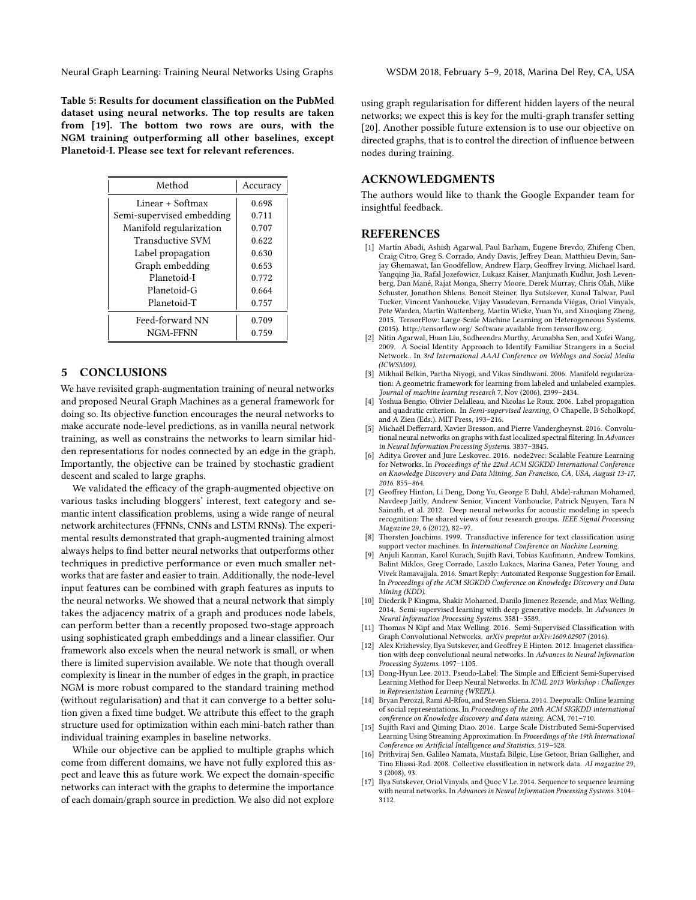**Table 5: Results for document classification on the PubMed dataset using neural networks. The top results are taken from [19]. The bottom two rows are ours, with the NGM training outperforming all other baselines, except Planetoid-I. Please see text for relevant references.**

| Method | Accuracy |
|---|---|
| Linear + Softmax | 0.698 |
| Semi-supervised embedding | 0.711 |
| Manifold regularization | 0.707 |
| Transductive SVM | 0.622 |
| Label propagation | 0.630 |
| Graph embedding | 0.653 |
| Planetoid-I | 0.772 |
| Planetoid-G | 0.664 |
| Planetoid-T | 0.757 |
| Feed-forward NN | 0.709 |
| NGM-FFNN | 0.759 |

## 5 CONCLUSIONS

We have revisited graph-augmentation training of neural networks and proposed Neural Graph Machines as a general framework for doing so. Its objective function encourages the neural networks to make accurate node-level predictions, as in vanilla neural network training, as well as constrains the networks to learn similar hidden representations for nodes connected by an edge in the graph. Importantly, the objective can be trained by stochastic gradient descent and scaled to large graphs.

We validated the efficacy of the graph-augmented objective on various tasks including bloggers' interest, text category and semantic intent classification problems, using a wide range of neural network architectures (FFNNs, CNNs and LSTM RNNs). The experimental results demonstrated that graph-augmented training almost always helps to find better neural networks that outperforms other techniques in predictive performance or even much smaller networks that are faster and easier to train. Additionally, the node-level input features can be combined with graph features as inputs to the neural networks. We showed that a neural network that simply takes the adjacency matrix of a graph and produces node labels, can perform better than a recently proposed two-stage approach using sophisticated graph embeddings and a linear classifier. Our framework also excels when the neural network is small, or when there is limited supervision available. We note that though overall complexity is linear in the number of edges in the graph, in practice NGM is more robust compared to the standard training method (without regularisation) and that it can converge to a better solution given a fixed time budget. We attribute this effect to the graph structure used for optimization within each mini-batch rather than individual training examples in baseline networks.

While our objective can be applied to multiple graphs which come from different domains, we have not fully explored this aspect and leave this as future work. We expect the domain-specific networks can interact with the graphs to determine the importance of each domain/graph source in prediction. We also did not explore using graph regularisation for different hidden layers of the neural networks; we expect this is key for the multi-graph transfer setting [20]. Another possible future extension is to use our objective on directed graphs, that is to control the direction of influence between nodes during training.

## ACKNOWLEDGMENTS

The authors would like to thank the Google Expander team for insightful feedback.

## REFERENCES

[1] Martín Abadi, Ashish Agarwal, Paul Barham, Eugene Brevdo, Zhifeng Chen, Craig Citro, Greg S. Corrado, Andy Davis, Jeffrey Dean, Matthieu Devin, Sanjay Ghemawat, Ian Goodfellow, Andrew Harp, Geoffrey Irving, Michael Isard, Yangqing Jia, Rafal Jozefowicz, Lukasz Kaiser, Manjunath Kudlur, Josh Levenberg, Dan Mané, Rajat Monga, Sherry Moore, Derek Murray, Chris Olah, Mike Schuster, Jonathon Shlens, Benoit Steiner, Ilya Sutskever, Kunal Talwar, Paul Tucker, Vincent Vanhoucke, Vijay Vasudevan, Fernanda Viégas, Oriol Vinyals, Pete Warden, Martin Wattenberg, Martin Wicke, Yuan Yu, and Xiaoqiang Zheng. 2015. TensorFlow: Large-Scale Machine Learning on Heterogeneous Systems. (2015). http://tensorflow.org/ Software available from tensorflow.org.

[2] Nitin Agarwal, Huan Liu, Sudheendra Murthy, Arunabha Sen, and Xufei Wang. 2009. A Social Identity Approach to Identify Familiar Strangers in a Social Network.. In *3rd International AAAI Conference on Weblogs and Social Media (ICWSM09)*.

[3] Mikhail Belkin, Partha Niyogi, and Vikas Sindhwani. 2006. Manifold regularization: A geometric framework for learning from labeled and unlabeled examples. *Journal of machine learning research* 7, Nov (2006), 2399–2434.

[4] Yoshua Bengio, Olivier Delalleau, and Nicolas Le Roux. 2006. Label propagation and quadratic criterion. In *Semi-supervised learning*, O Chapelle, B Scholkopf, and A Zien (Eds.). MIT Press, 193–216.

[5] Michaël Defferrard, Xavier Bresson, and Pierre Vandergheynst. 2016. Convolutional neural networks on graphs with fast localized spectral filtering. In *Advances in Neural Information Processing Systems*. 3837–3845.

[6] Aditya Grover and Jure Leskovec. 2016. node2vec: Scalable Feature Learning for Networks. In *Proceedings of the 22nd ACM SIGKDD International Conference on Knowledge Discovery and Data Mining, San Francisco, CA, USA, August 13-17, 2016*. 855–864.

[7] Geoffrey Hinton, Li Deng, Dong Yu, George E Dahl, Abdel-rahman Mohamed, Navdeep Jaitly, Andrew Senior, Vincent Vanhoucke, Patrick Nguyen, Tara N Sainath, et al. 2012. Deep neural networks for acoustic modeling in speech recognition: The shared views of four research groups. *IEEE Signal Processing Magazine* 29, 6 (2012), 82–97.

[8] Thorsten Joachims. 1999. Transductive inference for text classification using support vector machines. In *International Conference on Machine Learning*.

[9] Anjuli Kannan, Karol Kurach, Sujith Ravi, Tobias Kaufmann, Andrew Tomkins, Balint Miklos, Greg Corrado, Laszlo Lukacs, Marina Ganea, Peter Young, and Vivek Ramavajjala. 2016. Smart Reply: Automated Response Suggestion for Email. In *Proceedings of the ACM SIGKDD Conference on Knowledge Discovery and Data Mining (KDD)*.

[10] Diederik P Kingma, Shakir Mohamed, Danilo Jimenez Rezende, and Max Welling. 2014. Semi-supervised learning with deep generative models. In *Advances in Neural Information Processing Systems*. 3581–3589.

[11] Thomas N Kipf and Max Welling. 2016. Semi-Supervised Classification with Graph Convolutional Networks. *arXiv preprint arXiv:1609.02907* (2016).

[12] Alex Krizhevsky, Ilya Sutskever, and Geoffrey E Hinton. 2012. Imagenet classification with deep convolutional neural networks. In *Advances in Neural Information Processing Systems*. 1097–1105.

[13] Dong-Hyun Lee. 2013. Pseudo-Label: The Simple and Efficient Semi-Supervised Learning Method for Deep Neural Networks. In *ICML 2013 Workshop : Challenges in Representation Learning (WREPL)*.

[14] Bryan Perozzi, Rami Al-Rfou, and Steven Skiena. 2014. Deepwalk: Online learning of social representations. In *Proceedings of the 20th ACM SIGKDD international conference on Knowledge discovery and data mining*. ACM, 701–710.

[15] Sujith Ravi and Qiming Diao. 2016. Large Scale Distributed Semi-Supervised Learning Using Streaming Approximation. In *Proceedings of the 19th International Conference on Artificial Intelligence and Statistics*. 519–528.

[16] Prithviraj Sen, Galileo Namata, Mustafa Bilgic, Lise Getoor, Brian Galligher, and Tina Eliassi-Rad. 2008. Collective classification in network data. *AI magazine* 29, 3 (2008), 93.

[17] Ilya Sutskever, Oriol Vinyals, and Quoc V Le. 2014. Sequence to sequence learning with neural networks. In *Advances in Neural Information Processing Systems*. 3104–3112.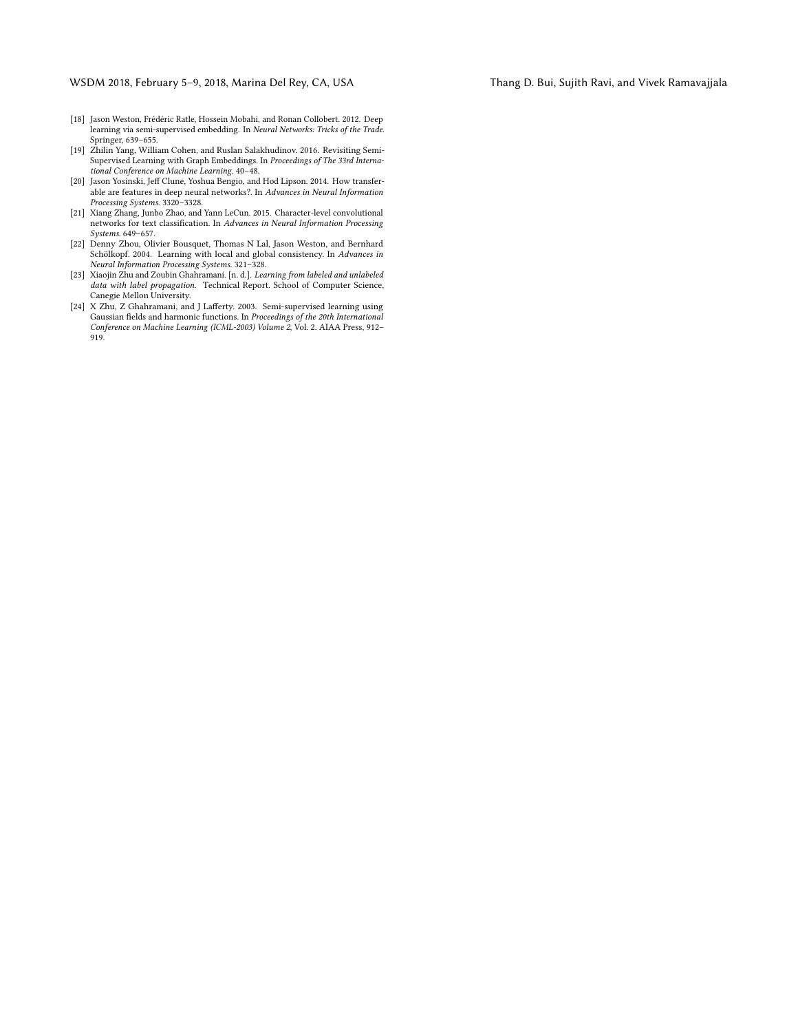[18] Jason Weston, Frédéric Ratle, Hossein Mobahi, and Ronan Collobert. 2012. Deep learning via semi-supervised embedding. In *Neural Networks: Tricks of the Trade*. Springer, 639–655.

[19] Zhilin Yang, William Cohen, and Ruslan Salakhudinov. 2016. Revisiting Semi-Supervised Learning with Graph Embeddings. In *Proceedings of The 33rd International Conference on Machine Learning*. 40–48.

[20] Jason Yosinski, Jeff Clune, Yoshua Bengio, and Hod Lipson. 2014. How transferable are features in deep neural networks?. In *Advances in Neural Information Processing Systems*. 3320–3328.

[21] Xiang Zhang, Junbo Zhao, and Yann LeCun. 2015. Character-level convolutional networks for text classification. In *Advances in Neural Information Processing Systems*. 649–657.

[22] Denny Zhou, Olivier Bousquet, Thomas N Lal, Jason Weston, and Bernhard Schölkopf. 2004. Learning with local and global consistency. In *Advances in Neural Information Processing Systems*. 321–328.

[23] Xiaojin Zhu and Zoubin Ghahramani. [n. d.]. *Learning from labeled and unlabeled data with label propagation*. Technical Report. School of Computer Science, Canegie Mellon University.

[24] X Zhu, Z Ghahramani, and J Lafferty. 2003. Semi-supervised learning using Gaussian fields and harmonic functions. In *Proceedings of the 20th International Conference on Machine Learning (ICML-2003) Volume 2*, Vol. 2. AIAA Press, 912–919.